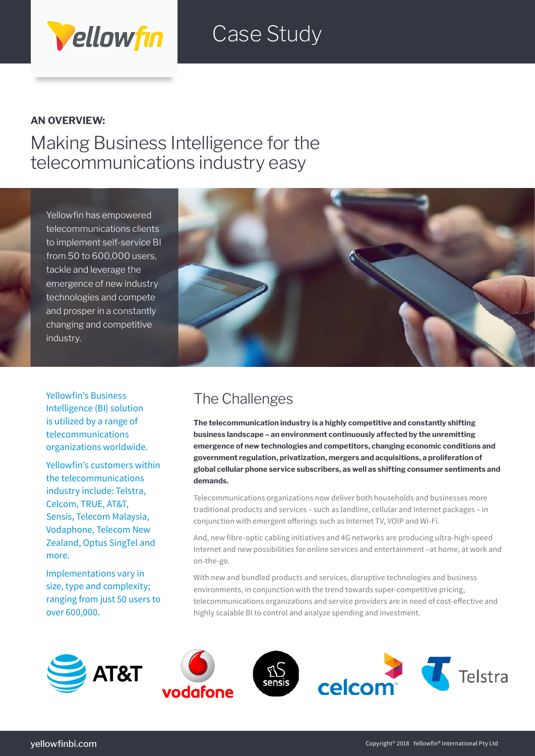Case Study

**AN OVERVIEW:**

# Making Business Intelligence for the telecommunications industry easy

Yellowfin has empowered telecommunications clients to implement self-service BI from 50 to 600,000 users, tackle and leverage the emergence of new industry technologies and compete and prosper in a constantly changing and competitive industry.

Yellowfin's Business Intelligence (BI) solution is utilized by a range of telecommunications organizations worldwide.

Yellowfin's customers within the telecommunications industry include: Telstra, Celcom, TRUE, AT&T, Sensis, Telecom Malaysia, Vodaphone, Telecom New Zealand, Optus SingTel and more.

Implementations vary in size, type and complexity; ranging from just 50 users to over 600,000.

## The Challenges

**The telecommunication industry is a highly competitive and constantly shifting business landscape – an environment continuously affected by the unremitting emergence of new technologies and competitors, changing economic conditions and government regulation, privatization, mergers and acquisitions, a proliferation of global cellular phone service subscribers, as well as shifting consumer sentiments and demands.**

Telecommunications organizations now deliver both households and businesses more traditional products and services – such as landline, cellular and Internet packages – in conjunction with emergent offerings such as Internet TV, VOIP and Wi-Fi.

And, new fibre-optic cabling initiatives and 4G networks are producing ultra-high-speed Internet and new possibilities for online services and entertainment –at home, at work and on-the-go.

With new and bundled products and services, disruptive technologies and business environments, in conjunction with the trend towards super-competitive pricing, telecommunications organizations and service providers are in need of cost-effective and highly scalable BI to control and analyze spending and investment.

yellowfinbi.com

Copyright© 2018 Yellowfin® International Pty Ltd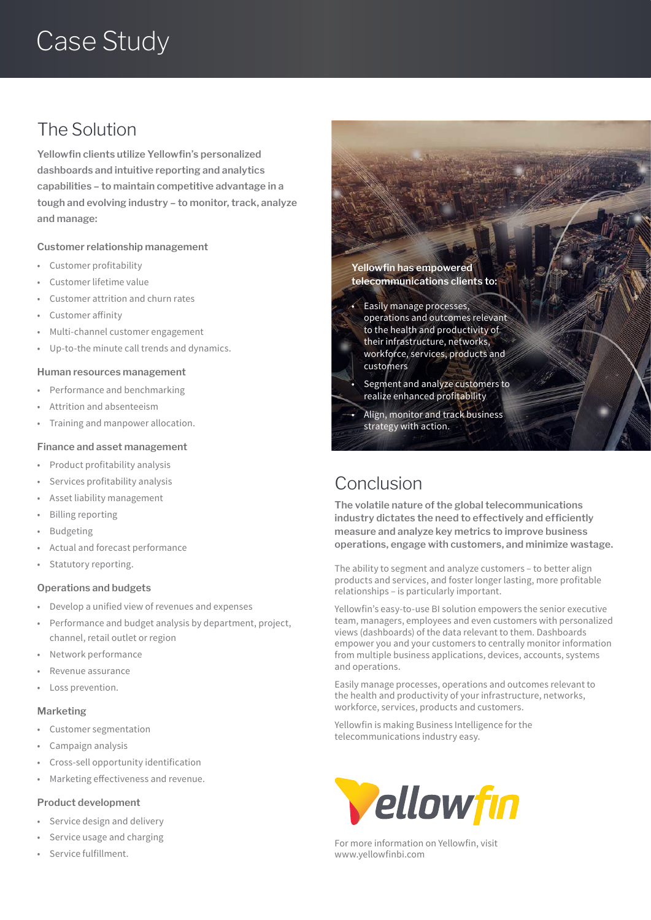# Case Study

## The Solution

**Yellowfin clients utilize Yellowfin's personalized dashboards and intuitive reporting and analytics capabilities – to maintain competitive advantage in a tough and evolving industry – to monitor, track, analyze and manage:**

### Customer relationship management

- Customer profitability
- Customer lifetime value
- Customer attrition and churn rates
- Customer affinity
- Multi-channel customer engagement
- Up-to-the minute call trends and dynamics.

### Human resources management

- Performance and benchmarking
- Attrition and absenteeism
- Training and manpower allocation.

### Finance and asset management

- Product profitability analysis
- Services profitability analysis
- Asset liability management
- Billing reporting
- Budgeting
- Actual and forecast performance
- Statutory reporting.

### Operations and budgets

- Develop a unified view of revenues and expenses
- Performance and budget analysis by department, project, channel, retail outlet or region
- Network performance
- Revenue assurance
- Loss prevention.

### Marketing

- Customer segmentation
- Campaign analysis
- Cross-sell opportunity identification
- Marketing effectiveness and revenue.

### Product development

- Service design and delivery
- Service usage and charging
- Service fulfillment.

**Yellowfin has empowered telecommunications clients to:**

- Easily manage processes, operations and outcomes relevant to the health and productivity of their infrastructure, networks, workforce, services, products and customers
- Segment and analyze customers to realize enhanced profitability
- Align, monitor and track business strategy with action.

## Conclusion

**The volatile nature of the global telecommunications industry dictates the need to effectively and efficiently measure and analyze key metrics to improve business operations, engage with customers, and minimize wastage.**

The ability to segment and analyze customers – to better align products and services, and foster longer lasting, more profitable relationships – is particularly important.

Yellowfin's easy-to-use BI solution empowers the senior executive team, managers, employees and even customers with personalized views (dashboards) of the data relevant to them. Dashboards empower you and your customers to centrally monitor information from multiple business applications, devices, accounts, systems and operations.

Easily manage processes, operations and outcomes relevant to the health and productivity of your infrastructure, networks, workforce, services, products and customers.

Yellowfin is making Business Intelligence for the telecommunications industry easy.

Yellowfin

For more information on Yellowfin, visit www.yellowfinbi.com